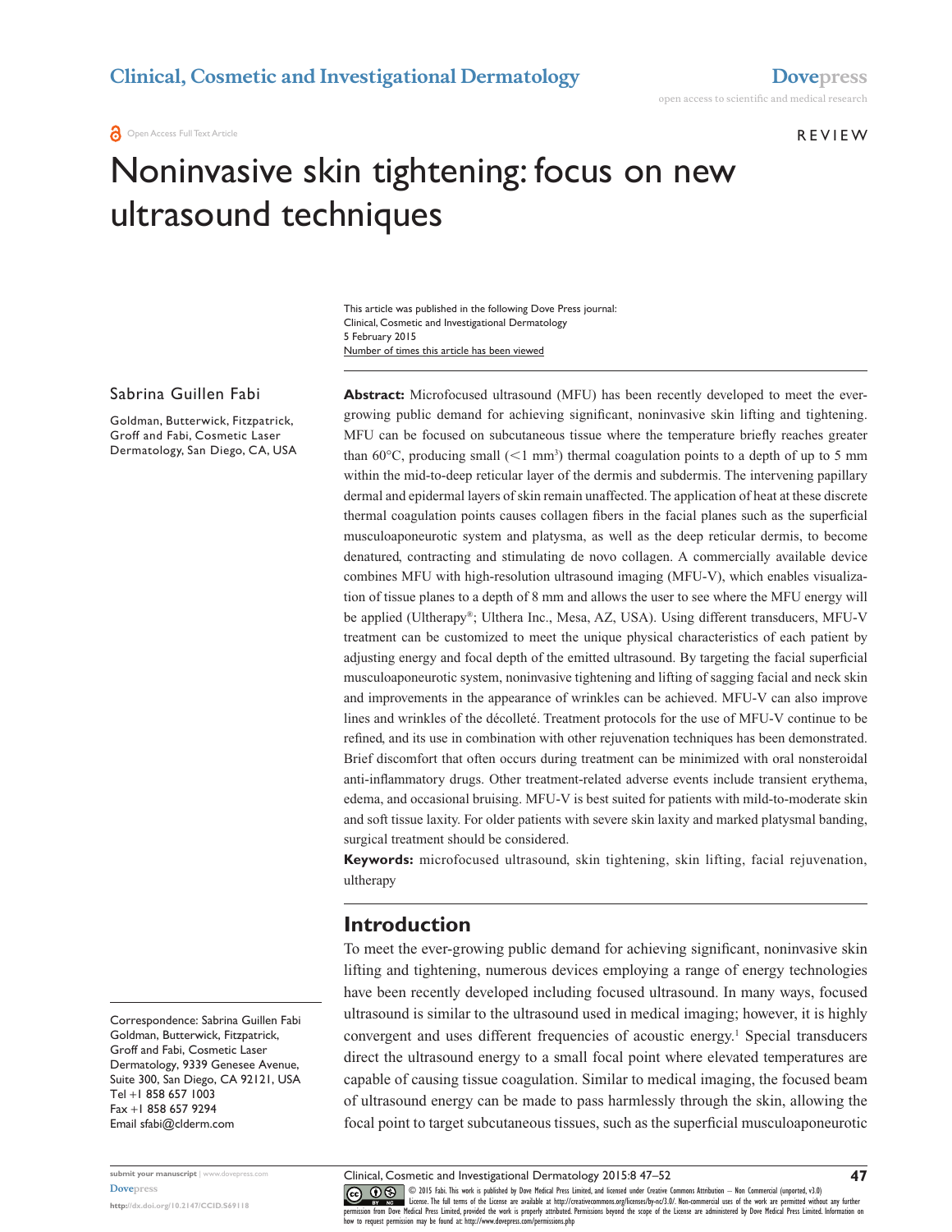REVIEW

# Noninvasive skin tightening: focus on new ultrasound techniques

This article was published in the following Dove Press journal:
Clinical, Cosmetic and Investigational Dermatology
5 February 2015
Number of times this article has been viewed

Sabrina Guillen Fabi

Goldman, Butterwick, Fitzpatrick, Groff and Fabi, Cosmetic Laser Dermatology, San Diego, CA, USA

**Abstract:** Microfocused ultrasound (MFU) has been recently developed to meet the ever-growing public demand for achieving significant, noninvasive skin lifting and tightening. MFU can be focused on subcutaneous tissue where the temperature briefly reaches greater than 60°C, producing small (<1 mm$^3$) thermal coagulation points to a depth of up to 5 mm within the mid-to-deep reticular layer of the dermis and subdermis. The intervening papillary dermal and epidermal layers of skin remain unaffected. The application of heat at these discrete thermal coagulation points causes collagen fibers in the facial planes such as the superficial musculoaponeurotic system and platysma, as well as the deep reticular dermis, to become denatured, contracting and stimulating de novo collagen. A commercially available device combines MFU with high-resolution ultrasound imaging (MFU-V), which enables visualization of tissue planes to a depth of 8 mm and allows the user to see where the MFU energy will be applied (Ultherapy®; Ulthera Inc., Mesa, AZ, USA). Using different transducers, MFU-V treatment can be customized to meet the unique physical characteristics of each patient by adjusting energy and focal depth of the emitted ultrasound. By targeting the facial superficial musculoaponeurotic system, noninvasive tightening and lifting of sagging facial and neck skin and improvements in the appearance of wrinkles can be achieved. MFU-V can also improve lines and wrinkles of the décolleté. Treatment protocols for the use of MFU-V continue to be refined, and its use in combination with other rejuvenation techniques has been demonstrated. Brief discomfort that often occurs during treatment can be minimized with oral nonsteroidal anti-inflammatory drugs. Other treatment-related adverse events include transient erythema, edema, and occasional bruising. MFU-V is best suited for patients with mild-to-moderate skin and soft tissue laxity. For older patients with severe skin laxity and marked platysmal banding, surgical treatment should be considered.

**Keywords:** microfocused ultrasound, skin tightening, skin lifting, facial rejuvenation, ultherapy

## Introduction

To meet the ever-growing public demand for achieving significant, noninvasive skin lifting and tightening, numerous devices employing a range of energy technologies have been recently developed including focused ultrasound. In many ways, focused ultrasound is similar to the ultrasound used in medical imaging; however, it is highly convergent and uses different frequencies of acoustic energy.[1] Special transducers direct the ultrasound energy to a small focal point where elevated temperatures are capable of causing tissue coagulation. Similar to medical imaging, the focused beam of ultrasound energy can be made to pass harmlessly through the skin, allowing the focal point to target subcutaneous tissues, such as the superficial musculoaponeurotic

Correspondence: Sabrina Guillen Fabi
Goldman, Butterwick, Fitzpatrick, Groff and Fabi, Cosmetic Laser Dermatology, 9339 Genesee Avenue, Suite 300, San Diego, CA 92121, USA
Tel +1 858 657 1003
Fax +1 858 657 9294
Email sfabi@clderm.com

© 2015 Fabi. This work is published by Dove Medical Press Limited, and licensed under Creative Commons Attribution – Non Commercial (unported, v3.0) License. The full terms of the License are available at http://creativecommons.org/licenses/by-nc/3.0/. Non-commercial uses of the work are permitted without any further permission from Dove Medical Press Limited, provided the work is properly attributed. Permissions beyond the scope of the License are administered by Dove Medical Press Limited. Information on how to request permission may be found at: http://www.dovepress.com/permissions.php

http://dx.doi.org/10.2147/CCID.S69118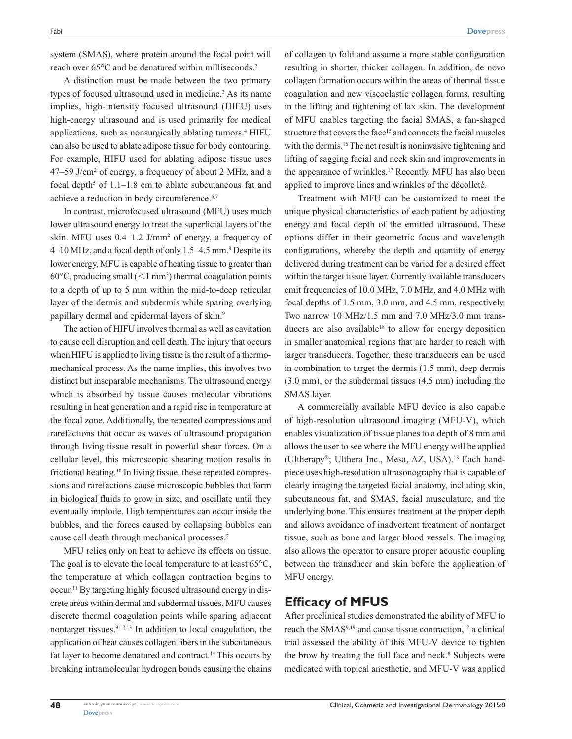system (SMAS), where protein around the focal point will reach over 65°C and be denatured within milliseconds.[2]

A distinction must be made between the two primary types of focused ultrasound used in medicine.[3] As its name implies, high-intensity focused ultrasound (HIFU) uses high-energy ultrasound and is used primarily for medical applications, such as nonsurgically ablating tumors.[4] HIFU can also be used to ablate adipose tissue for body contouring. For example, HIFU used for ablating adipose tissue uses 47–59 J/cm$^2$ of energy, a frequency of about 2 MHz, and a focal depth[5] of 1.1–1.8 cm to ablate subcutaneous fat and achieve a reduction in body circumference.[6,7]

In contrast, microfocused ultrasound (MFU) uses much lower ultrasound energy to treat the superficial layers of the skin. MFU uses 0.4–1.2 J/mm$^2$ of energy, a frequency of 4–10 MHz, and a focal depth of only 1.5–4.5 mm.[8] Despite its lower energy, MFU is capable of heating tissue to greater than 60°C, producing small (<1 mm$^3$) thermal coagulation points to a depth of up to 5 mm within the mid-to-deep reticular layer of the dermis and subdermis while sparing overlying papillary dermal and epidermal layers of skin.[9]

The action of HIFU involves thermal as well as cavitation to cause cell disruption and cell death. The injury that occurs when HIFU is applied to living tissue is the result of a thermo-mechanical process. As the name implies, this involves two distinct but inseparable mechanisms. The ultrasound energy which is absorbed by tissue causes molecular vibrations resulting in heat generation and a rapid rise in temperature at the focal zone. Additionally, the repeated compressions and rarefactions that occur as waves of ultrasound propagation through living tissue result in powerful shear forces. On a cellular level, this microscopic shearing motion results in frictional heating.[10] In living tissue, these repeated compressions and rarefactions cause microscopic bubbles that form in biological fluids to grow in size, and oscillate until they eventually implode. High temperatures can occur inside the bubbles, and the forces caused by collapsing bubbles can cause cell death through mechanical processes.[2]

MFU relies only on heat to achieve its effects on tissue. The goal is to elevate the local temperature to at least 65°C, the temperature at which collagen contraction begins to occur.[11] By targeting highly focused ultrasound energy in discrete areas within dermal and subdermal tissues, MFU causes discrete thermal coagulation points while sparing adjacent nontarget tissues.[9,12,13] In addition to local coagulation, the application of heat causes collagen fibers in the subcutaneous fat layer to become denatured and contract.[14] This occurs by breaking intramolecular hydrogen bonds causing the chains of collagen to fold and assume a more stable configuration resulting in shorter, thicker collagen. In addition, de novo collagen formation occurs within the areas of thermal tissue coagulation and new viscoelastic collagen forms, resulting in the lifting and tightening of lax skin. The development of MFU enables targeting the facial SMAS, a fan-shaped structure that covers the face[15] and connects the facial muscles with the dermis.[16] The net result is noninvasive tightening and lifting of sagging facial and neck skin and improvements in the appearance of wrinkles.[17] Recently, MFU has also been applied to improve lines and wrinkles of the décolleté.

Treatment with MFU can be customized to meet the unique physical characteristics of each patient by adjusting energy and focal depth of the emitted ultrasound. These options differ in their geometric focus and wavelength configurations, whereby the depth and quantity of energy delivered during treatment can be varied for a desired effect within the target tissue layer. Currently available transducers emit frequencies of 10.0 MHz, 7.0 MHz, and 4.0 MHz with focal depths of 1.5 mm, 3.0 mm, and 4.5 mm, respectively. Two narrow 10 MHz/1.5 mm and 7.0 MHz/3.0 mm transducers are also available[18] to allow for energy deposition in smaller anatomical regions that are harder to reach with larger transducers. Together, these transducers can be used in combination to target the dermis (1.5 mm), deep dermis (3.0 mm), or the subdermal tissues (4.5 mm) including the SMAS layer.

A commercially available MFU device is also capable of high-resolution ultrasound imaging (MFU-V), which enables visualization of tissue planes to a depth of 8 mm and allows the user to see where the MFU energy will be applied (Ultherapy®; Ulthera Inc., Mesa, AZ, USA).[18] Each handpiece uses high-resolution ultrasonography that is capable of clearly imaging the targeted facial anatomy, including skin, subcutaneous fat, and SMAS, facial musculature, and the underlying bone. This ensures treatment at the proper depth and allows avoidance of inadvertent treatment of nontarget tissue, such as bone and larger blood vessels. The imaging also allows the operator to ensure proper acoustic coupling between the transducer and skin before the application of MFU energy.

## Efficacy of MFUS

After preclinical studies demonstrated the ability of MFU to reach the SMAS[9,19] and cause tissue contraction,[12] a clinical trial assessed the ability of this MFU-V device to tighten the brow by treating the full face and neck.[8] Subjects were medicated with topical anesthetic, and MFU-V was applied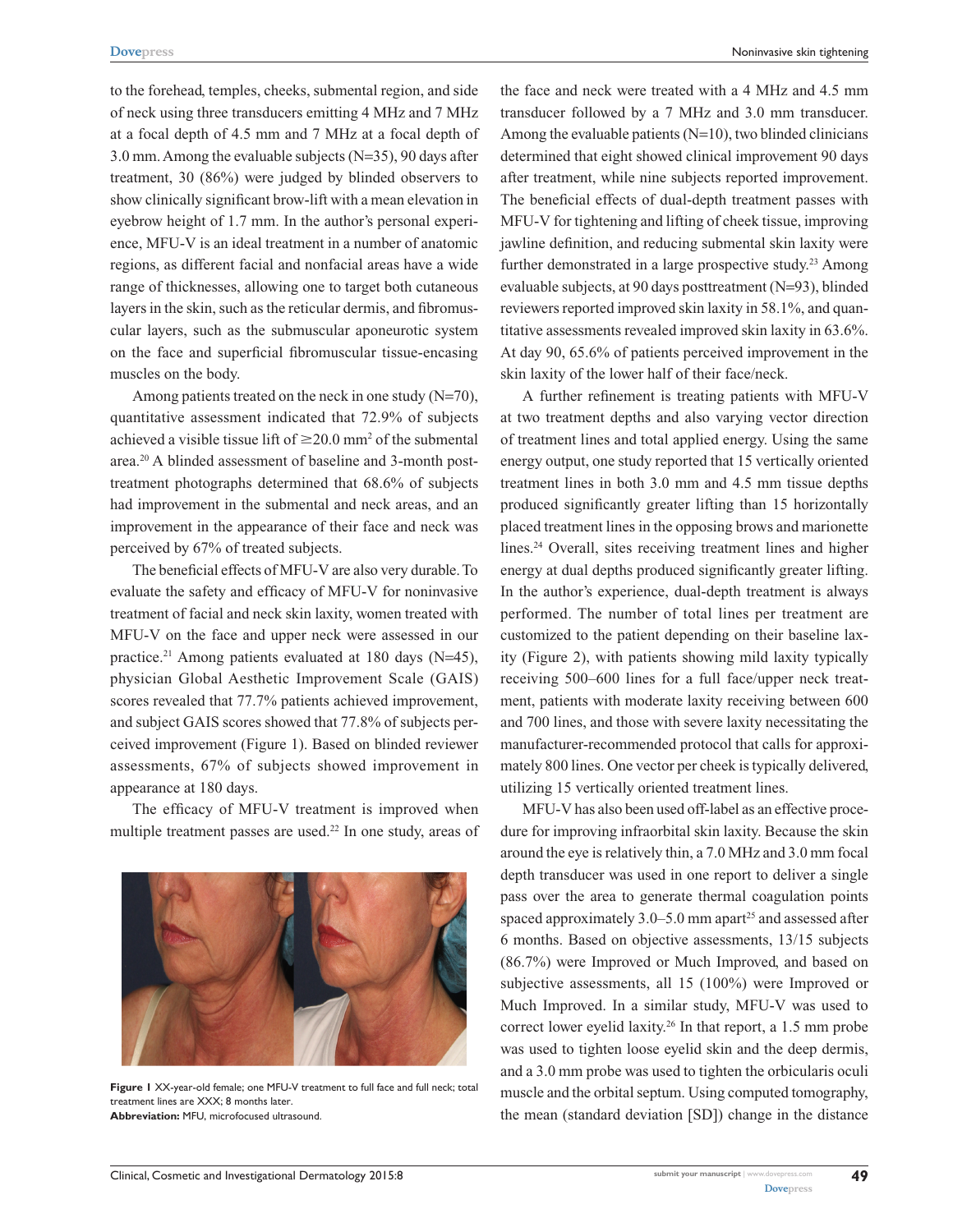to the forehead, temples, cheeks, submental region, and side of neck using three transducers emitting 4 MHz and 7 MHz at a focal depth of 4.5 mm and 7 MHz at a focal depth of 3.0 mm. Among the evaluable subjects (N=35), 90 days after treatment, 30 (86%) were judged by blinded observers to show clinically significant brow-lift with a mean elevation in eyebrow height of 1.7 mm. In the author's personal experience, MFU-V is an ideal treatment in a number of anatomic regions, as different facial and nonfacial areas have a wide range of thicknesses, allowing one to target both cutaneous layers in the skin, such as the reticular dermis, and fibromuscular layers, such as the submuscular aponeurotic system on the face and superficial fibromuscular tissue-encasing muscles on the body.

Among patients treated on the neck in one study (N=70), quantitative assessment indicated that 72.9% of subjects achieved a visible tissue lift of ≥20.0 mm$^2$ of the submental area.[20] A blinded assessment of baseline and 3-month posttreatment photographs determined that 68.6% of subjects had improvement in the submental and neck areas, and an improvement in the appearance of their face and neck was perceived by 67% of treated subjects.

The beneficial effects of MFU-V are also very durable. To evaluate the safety and efficacy of MFU-V for noninvasive treatment of facial and neck skin laxity, women treated with MFU-V on the face and upper neck were assessed in our practice.[21] Among patients evaluated at 180 days (N=45), physician Global Aesthetic Improvement Scale (GAIS) scores revealed that 77.7% patients achieved improvement, and subject GAIS scores showed that 77.8% of subjects perceived improvement (Figure 1). Based on blinded reviewer assessments, 67% of subjects showed improvement in appearance at 180 days.

The efficacy of MFU-V treatment is improved when multiple treatment passes are used.[22] In one study, areas of the face and neck were treated with a 4 MHz and 4.5 mm transducer followed by a 7 MHz and 3.0 mm transducer. Among the evaluable patients (N=10), two blinded clinicians determined that eight showed clinical improvement 90 days after treatment, while nine subjects reported improvement. The beneficial effects of dual-depth treatment passes with MFU-V for tightening and lifting of cheek tissue, improving jawline definition, and reducing submental skin laxity were further demonstrated in a large prospective study.[23] Among evaluable subjects, at 90 days posttreatment (N=93), blinded reviewers reported improved skin laxity in 58.1%, and quantitative assessments revealed improved skin laxity in 63.6%. At day 90, 65.6% of patients perceived improvement in the skin laxity of the lower half of their face/neck.

**Figure 1** XX-year-old female; one MFU-V treatment to full face and full neck; total treatment lines are XXX; 8 months later.
**Abbreviation:** MFU, microfocused ultrasound.

A further refinement is treating patients with MFU-V at two treatment depths and also varying vector direction of treatment lines and total applied energy. Using the same energy output, one study reported that 15 vertically oriented treatment lines in both 3.0 mm and 4.5 mm tissue depths produced significantly greater lifting than 15 horizontally placed treatment lines in the opposing brows and marionette lines.[24] Overall, sites receiving treatment lines and higher energy at dual depths produced significantly greater lifting. In the author's experience, dual-depth treatment is always performed. The number of total lines per treatment are customized to the patient depending on their baseline laxity (Figure 2), with patients showing mild laxity typically receiving 500–600 lines for a full face/upper neck treatment, patients with moderate laxity receiving between 600 and 700 lines, and those with severe laxity necessitating the manufacturer-recommended protocol that calls for approximately 800 lines. One vector per cheek is typically delivered, utilizing 15 vertically oriented treatment lines.

MFU-V has also been used off-label as an effective procedure for improving infraorbital skin laxity. Because the skin around the eye is relatively thin, a 7.0 MHz and 3.0 mm focal depth transducer was used in one report to deliver a single pass over the area to generate thermal coagulation points spaced approximately 3.0–5.0 mm apart[25] and assessed after 6 months. Based on objective assessments, 13/15 subjects (86.7%) were Improved or Much Improved, and based on subjective assessments, all 15 (100%) were Improved or Much Improved. In a similar study, MFU-V was used to correct lower eyelid laxity.[26] In that report, a 1.5 mm probe was used to tighten loose eyelid skin and the deep dermis, and a 3.0 mm probe was used to tighten the orbicularis oculi muscle and the orbital septum. Using computed tomography, the mean (standard deviation [SD]) change in the distance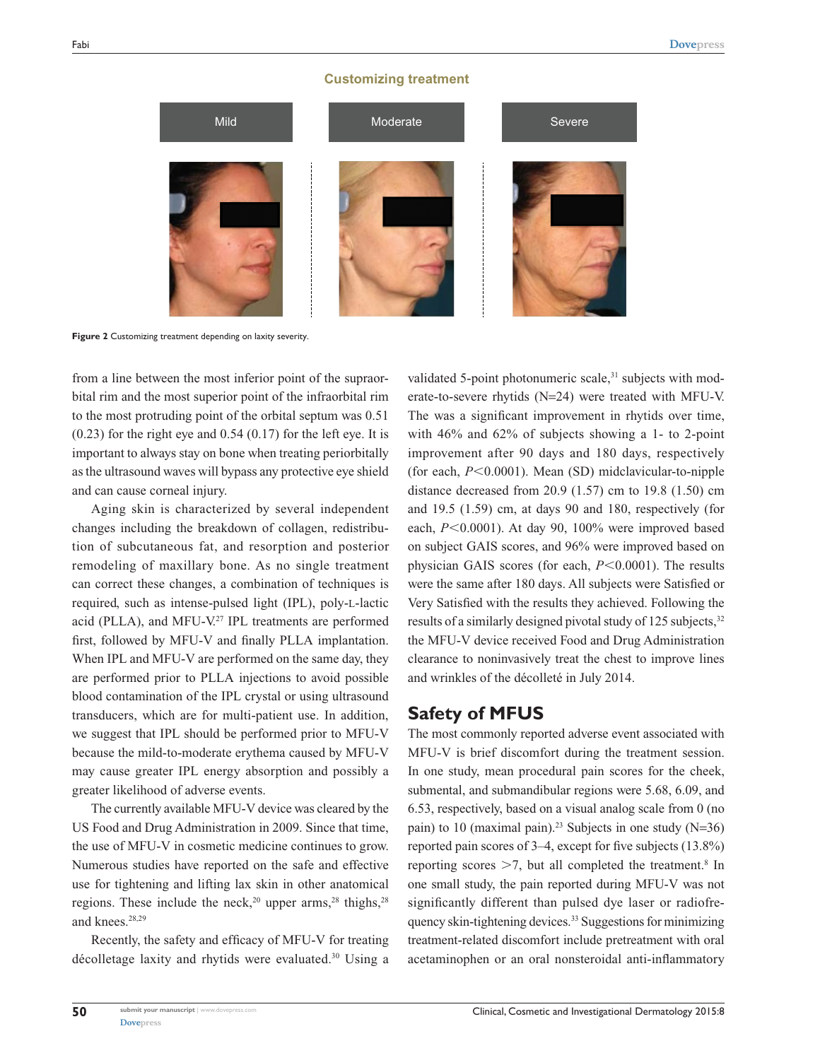Customizing treatment

Mild | Moderate | Severe

**Figure 2** Customizing treatment depending on laxity severity.

from a line between the most inferior point of the supraorbital rim and the most superior point of the infraorbital rim to the most protruding point of the orbital septum was 0.51 (0.23) for the right eye and 0.54 (0.17) for the left eye. It is important to always stay on bone when treating periorbitally as the ultrasound waves will bypass any protective eye shield and can cause corneal injury.

Aging skin is characterized by several independent changes including the breakdown of collagen, redistribution of subcutaneous fat, and resorption and posterior remodeling of maxillary bone. As no single treatment can correct these changes, a combination of techniques is required, such as intense-pulsed light (IPL), poly-L-lactic acid (PLLA), and MFU-V.[27] IPL treatments are performed first, followed by MFU-V and finally PLLA implantation. When IPL and MFU-V are performed on the same day, they are performed prior to PLLA injections to avoid possible blood contamination of the IPL crystal or using ultrasound transducers, which are for multi-patient use. In addition, we suggest that IPL should be performed prior to MFU-V because the mild-to-moderate erythema caused by MFU-V may cause greater IPL energy absorption and possibly a greater likelihood of adverse events.

The currently available MFU-V device was cleared by the US Food and Drug Administration in 2009. Since that time, the use of MFU-V in cosmetic medicine continues to grow. Numerous studies have reported on the safe and effective use for tightening and lifting lax skin in other anatomical regions. These include the neck,[20] upper arms,[28] thighs,[28] and knees.[28,29]

Recently, the safety and efficacy of MFU-V for treating décolletage laxity and rhytids were evaluated.[30] Using a validated 5-point photonumeric scale,[31] subjects with moderate-to-severe rhytids (N=24) were treated with MFU-V. The was a significant improvement in rhytids over time, with 46% and 62% of subjects showing a 1- to 2-point improvement after 90 days and 180 days, respectively (for each, $P<0.0001$). Mean (SD) midclavicular-to-nipple distance decreased from 20.9 (1.57) cm to 19.8 (1.50) cm and 19.5 (1.59) cm, at days 90 and 180, respectively (for each, $P<0.0001$). At day 90, 100% were improved based on subject GAIS scores, and 96% were improved based on physician GAIS scores (for each, $P<0.0001$). The results were the same after 180 days. All subjects were Satisfied or Very Satisfied with the results they achieved. Following the results of a similarly designed pivotal study of 125 subjects,[32] the MFU-V device received Food and Drug Administration clearance to noninvasively treat the chest to improve lines and wrinkles of the décolleté in July 2014.

## Safety of MFUS

The most commonly reported adverse event associated with MFU-V is brief discomfort during the treatment session. In one study, mean procedural pain scores for the cheek, submental, and submandibular regions were 5.68, 6.09, and 6.53, respectively, based on a visual analog scale from 0 (no pain) to 10 (maximal pain).[23] Subjects in one study (N=36) reported pain scores of 3–4, except for five subjects (13.8%) reporting scores >7, but all completed the treatment.[8] In one small study, the pain reported during MFU-V was not significantly different than pulsed dye laser or radiofrequency skin-tightening devices.[33] Suggestions for minimizing treatment-related discomfort include pretreatment with oral acetaminophen or an oral nonsteroidal anti-inflammatory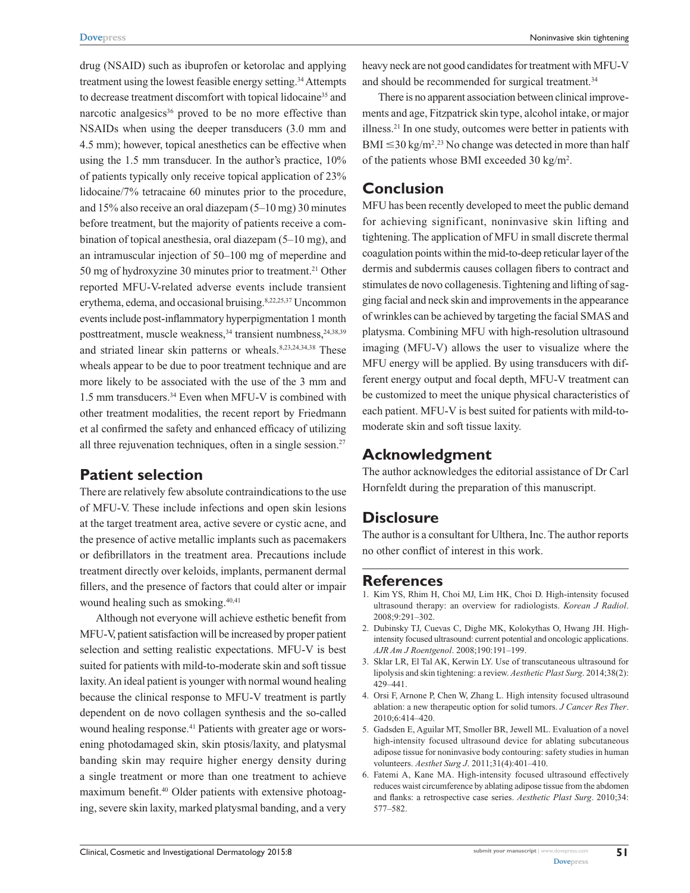drug (NSAID) such as ibuprofen or ketorolac and applying treatment using the lowest feasible energy setting.[34] Attempts to decrease treatment discomfort with topical lidocaine[35] and narcotic analgesics[36] proved to be no more effective than NSAIDs when using the deeper transducers (3.0 mm and 4.5 mm); however, topical anesthetics can be effective when using the 1.5 mm transducer. In the author's practice, 10% of patients typically only receive topical application of 23% lidocaine/7% tetracaine 60 minutes prior to the procedure, and 15% also receive an oral diazepam (5–10 mg) 30 minutes before treatment, but the majority of patients receive a combination of topical anesthesia, oral diazepam (5–10 mg), and an intramuscular injection of 50–100 mg of meperdine and 50 mg of hydroxyzine 30 minutes prior to treatment.[21] Other reported MFU-V-related adverse events include transient erythema, edema, and occasional bruising.[8,22,25,37] Uncommon events include post-inflammatory hyperpigmentation 1 month posttreatment, muscle weakness,[34] transient numbness,[24,38,39] and striated linear skin patterns or wheals.[8,23,24,34,38] These wheals appear to be due to poor treatment technique and are more likely to be associated with the use of the 3 mm and 1.5 mm transducers.[34] Even when MFU-V is combined with other treatment modalities, the recent report by Friedmann et al confirmed the safety and enhanced efficacy of utilizing all three rejuvenation techniques, often in a single session.[27]

## Patient selection

There are relatively few absolute contraindications to the use of MFU-V. These include infections and open skin lesions at the target treatment area, active severe or cystic acne, and the presence of active metallic implants such as pacemakers or defibrillators in the treatment area. Precautions include treatment directly over keloids, implants, permanent dermal fillers, and the presence of factors that could alter or impair wound healing such as smoking.[40,41]

Although not everyone will achieve esthetic benefit from MFU-V, patient satisfaction will be increased by proper patient selection and setting realistic expectations. MFU-V is best suited for patients with mild-to-moderate skin and soft tissue laxity. An ideal patient is younger with normal wound healing because the clinical response to MFU-V treatment is partly dependent on de novo collagen synthesis and the so-called wound healing response.[41] Patients with greater age or worsening photodamaged skin, skin ptosis/laxity, and platysmal banding skin may require higher energy density during a single treatment or more than one treatment to achieve maximum benefit.[40] Older patients with extensive photoaging, severe skin laxity, marked platysmal banding, and a very heavy neck are not good candidates for treatment with MFU-V and should be recommended for surgical treatment.[34]

There is no apparent association between clinical improvements and age, Fitzpatrick skin type, alcohol intake, or major illness.[21] In one study, outcomes were better in patients with BMI $\leq 30$ kg/m$^2$.[23] No change was detected in more than half of the patients whose BMI exceeded 30 kg/m$^2$.

## Conclusion

MFU has been recently developed to meet the public demand for achieving significant, noninvasive skin lifting and tightening. The application of MFU in small discrete thermal coagulation points within the mid-to-deep reticular layer of the dermis and subdermis causes collagen fibers to contract and stimulates de novo collagenesis. Tightening and lifting of sagging facial and neck skin and improvements in the appearance of wrinkles can be achieved by targeting the facial SMAS and platysma. Combining MFU with high-resolution ultrasound imaging (MFU-V) allows the user to visualize where the MFU energy will be applied. By using transducers with different energy output and focal depth, MFU-V treatment can be customized to meet the unique physical characteristics of each patient. MFU-V is best suited for patients with mild-to-moderate skin and soft tissue laxity.

## Acknowledgment

The author acknowledges the editorial assistance of Dr Carl Hornfeldt during the preparation of this manuscript.

## Disclosure

The author is a consultant for Ulthera, Inc. The author reports no other conflict of interest in this work.

## References

1. Kim YS, Rhim H, Choi MJ, Lim HK, Choi D. High-intensity focused ultrasound therapy: an overview for radiologists. *Korean J Radiol*. 2008;9:291–302.
2. Dubinsky TJ, Cuevas C, Dighe MK, Kolokythas O, Hwang JH. High-intensity focused ultrasound: current potential and oncologic applications. *AJR Am J Roentgenol*. 2008;190:191–199.
3. Sklar LR, El Tal AK, Kerwin LY. Use of transcutaneous ultrasound for lipolysis and skin tightening: a review. *Aesthetic Plast Surg*. 2014;38(2): 429–441.
4. Orsi F, Arnone P, Chen W, Zhang L. High intensity focused ultrasound ablation: a new therapeutic option for solid tumors. *J Cancer Res Ther*. 2010;6:414–420.
5. Gadsden E, Aguilar MT, Smoller BR, Jewell ML. Evaluation of a novel high-intensity focused ultrasound device for ablating subcutaneous adipose tissue for noninvasive body contouring: safety studies in human volunteers. *Aesthet Surg J*. 2011;31(4):401–410.
6. Fatemi A, Kane MA. High-intensity focused ultrasound effectively reduces waist circumference by ablating adipose tissue from the abdomen and flanks: a retrospective case series. *Aesthetic Plast Surg*. 2010;34: 577–582.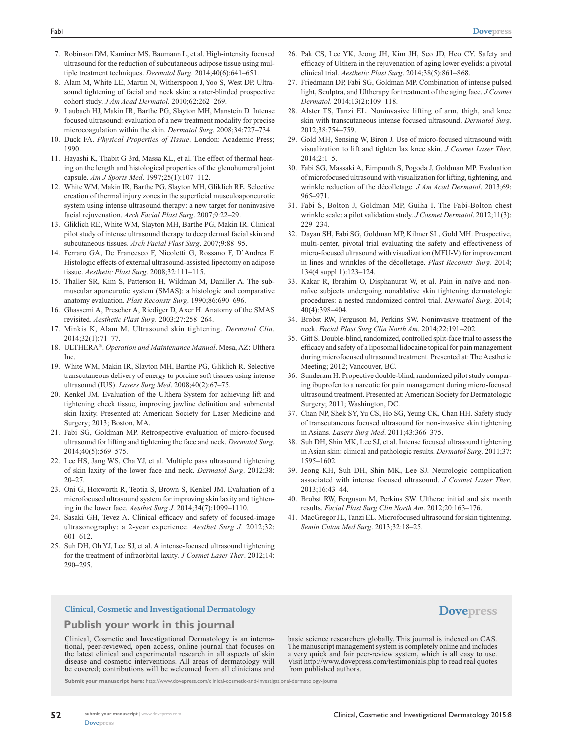7. Robinson DM, Kaminer MS, Baumann L, et al. High-intensity focused ultrasound for the reduction of subcutaneous adipose tissue using multiple treatment techniques. *Dermatol Surg*. 2014;40(6):641–651.
8. Alam M, White LE, Martin N, Witherspoon J, Yoo S, West DP. Ultrasound tightening of facial and neck skin: a rater-blinded prospective cohort study. *J Am Acad Dermatol*. 2010;62:262–269.
9. Laubach HJ, Makin IR, Barthe PG, Slayton MH, Manstein D. Intense focused ultrasound: evaluation of a new treatment modality for precise microcoagulation within the skin. *Dermatol Surg*. 2008;34:727–734.
10. Duck FA. *Physical Properties of Tissue*. London: Academic Press; 1990.
11. Hayashi K, Thabit G 3rd, Massa KL, et al. The effect of thermal heating on the length and histological properties of the glenohumeral joint capsule. *Am J Sports Med*. 1997;25(1):107–112.
12. White WM, Makin IR, Barthe PG, Slayton MH, Gliklich RE. Selective creation of thermal injury zones in the superficial musculoaponeurotic system using intense ultrasound therapy: a new target for noninvasive facial rejuvenation. *Arch Facial Plast Surg*. 2007;9:22–29.
13. Gliklich RE, White WM, Slayton MH, Barthe PG, Makin IR. Clinical pilot study of intense ultrasound therapy to deep dermal facial skin and subcutaneous tissues. *Arch Facial Plast Surg*. 2007;9:88–95.
14. Ferraro GA, De Francesco F, Nicoletti G, Rossano F, D'Andrea F. Histologic effects of external ultrasound-assisted lipectomy on adipose tissue. *Aesthetic Plast Surg*. 2008;32:111–115.
15. Thaller SR, Kim S, Patterson H, Wildman M, Daniller A. The submuscular aponeurotic system (SMAS): a histologic and comparative anatomy evaluation. *Plast Reconstr Surg*. 1990;86:690–696.
16. Ghassemi A, Prescher A, Riediger D, Axer H. Anatomy of the SMAS revisited. *Aesthetic Plast Surg*. 2003;27:258–264.
17. Minkis K, Alam M. Ultrasound skin tightening. *Dermatol Clin*. 2014;32(1):71–77.
18. ULTHERA®. *Operation and Maintenance Manual*. Mesa, AZ: Ulthera Inc.
19. White WM, Makin IR, Slayton MH, Barthe PG, Gliklich R. Selective transcutaneous delivery of energy to porcine soft tissues using intense ultrasound (IUS). *Lasers Surg Med*. 2008;40(2):67–75.
20. Kenkel JM. Evaluation of the Ulthera System for achieving lift and tightening cheek tissue, improving jawline definition and submental skin laxity. Presented at: American Society for Laser Medicine and Surgery; 2013; Boston, MA.
21. Fabi SG, Goldman MP. Retrospective evaluation of micro-focused ultrasound for lifting and tightening the face and neck. *Dermatol Surg*. 2014;40(5):569–575.
22. Lee HS, Jang WS, Cha YJ, et al. Multiple pass ultrasound tightening of skin laxity of the lower face and neck. *Dermatol Surg*. 2012;38:20–27.
23. Oni G, Hoxworth R, Teotia S, Brown S, Kenkel JM. Evaluation of a microfocused ultrasound system for improving skin laxity and tightening in the lower face. *Aesthet Surg J*. 2014;34(7):1099–1110.
24. Sasaki GH, Tevez A. Clinical efficacy and safety of focused-image ultrasonography: a 2-year experience. *Aesthet Surg J*. 2012;32:601–612.
25. Suh DH, Oh YJ, Lee SJ, et al. A intense-focused ultrasound tightening for the treatment of infraorbital laxity. *J Cosmet Laser Ther*. 2012;14:290–295.
26. Pak CS, Lee YK, Jeong JH, Kim JH, Seo JD, Heo CY. Safety and efficacy of Ulthera in the rejuvenation of aging lower eyelids: a pivotal clinical trial. *Aesthetic Plast Surg*. 2014;38(5):861–868.
27. Friedmann DP, Fabi SG, Goldman MP. Combination of intense pulsed light, Sculptra, and Ultherapy for treatment of the aging face. *J Cosmet Dermatol*. 2014;13(2):109–118.
28. Alster TS, Tanzi EL. Noninvasive lifting of arm, thigh, and knee skin with transcutaneous intense focused ultrasound. *Dermatol Surg*. 2012;38:754–759.
29. Gold MH, Sensing W, Biron J. Use of micro-focused ultrasound with visualization to lift and tighten lax knee skin. *J Cosmet Laser Ther*. 2014;2:1–5.
30. Fabi SG, Massaki A, Eimpunth S, Pogoda J, Goldman MP. Evaluation of microfocused ultrasound with visualization for lifting, tightening, and wrinkle reduction of the décolletage. *J Am Acad Dermatol*. 2013;69:965–971.
31. Fabi S, Bolton J, Goldman MP, Guiha I. The Fabi-Bolton chest wrinkle scale: a pilot validation study. *J Cosmet Dermatol*. 2012;11(3):229–234.
32. Dayan SH, Fabi SG, Goldman MP, Kilmer SL, Gold MH. Prospective, multi-center, pivotal trial evaluating the safety and effectiveness of micro-focused ultrasound with visualization (MFU-V) for improvement in lines and wrinkles of the décolletage. *Plast Reconstr Surg*. 2014;134(4 suppl 1):123–124.
33. Kakar R, Ibrahim O, Disphanurat W, et al. Pain in naïve and non-naïve subjects undergoing nonablative skin tightening dermatologic procedures: a nested randomized control trial. *Dermatol Surg*. 2014;40(4):398–404.
34. Brobst RW, Ferguson M, Perkins SW. Noninvasive treatment of the neck. *Facial Plast Surg Clin North Am*. 2014;22:191–202.
35. Gitt S. Double-blind, randomized, controlled split-face trial to assess the efficacy and safety of a liposomal lidocaine topical for pain management during microfocused ultrasound treatment. Presented at: The Aesthetic Meeting; 2012; Vancouver, BC.
36. Sunderam H. Propective double-blind, randomized pilot study comparing ibuprofen to a narcotic for pain management during micro-focused ultrasound treatment. Presented at: American Society for Dermatologic Surgery; 2011; Washington, DC.
37. Chan NP, Shek SY, Yu CS, Ho SG, Yeung CK, Chan HH. Safety study of transcutaneous focused ultrasound for non-invasive skin tightening in Asians. *Lasers Surg Med*. 2011;43:366–375.
38. Suh DH, Shin MK, Lee SJ, et al. Intense focused ultrasound tightening in Asian skin: clinical and pathologic results. *Dermatol Surg*. 2011;37:1595–1602.
39. Jeong KH, Suh DH, Shin MK, Lee SJ. Neurologic complication associated with intense focused ultrasound. *J Cosmet Laser Ther*. 2013;16:43–44.
40. Brobst RW, Ferguson M, Perkins SW. Ulthera: initial and six month results. *Facial Plast Surg Clin North Am*. 2012;20:163–176.
41. MacGregor JL, Tanzi EL. Microfocused ultrasound for skin tightening. *Semin Cutan Med Surg*. 2013;32:18–25.

**Clinical, Cosmetic and Investigational Dermatology**

**Dovepress**

## Publish your work in this journal

Clinical, Cosmetic and Investigational Dermatology is an international, peer-reviewed, open access, online journal that focuses on the latest clinical and experimental research in all aspects of skin disease and cosmetic interventions. All areas of dermatology will be covered; contributions will be welcomed from all clinicians and basic science researchers globally. This journal is indexed on CAS. The manuscript management system is completely online and includes a very quick and fair peer-review system, which is all easy to use. Visit http://www.dovepress.com/testimonials.php to read real quotes from published authors.

**Submit your manuscript here:** http://www.dovepress.com/clinical-cosmetic-and-investigational-dermatology-journal